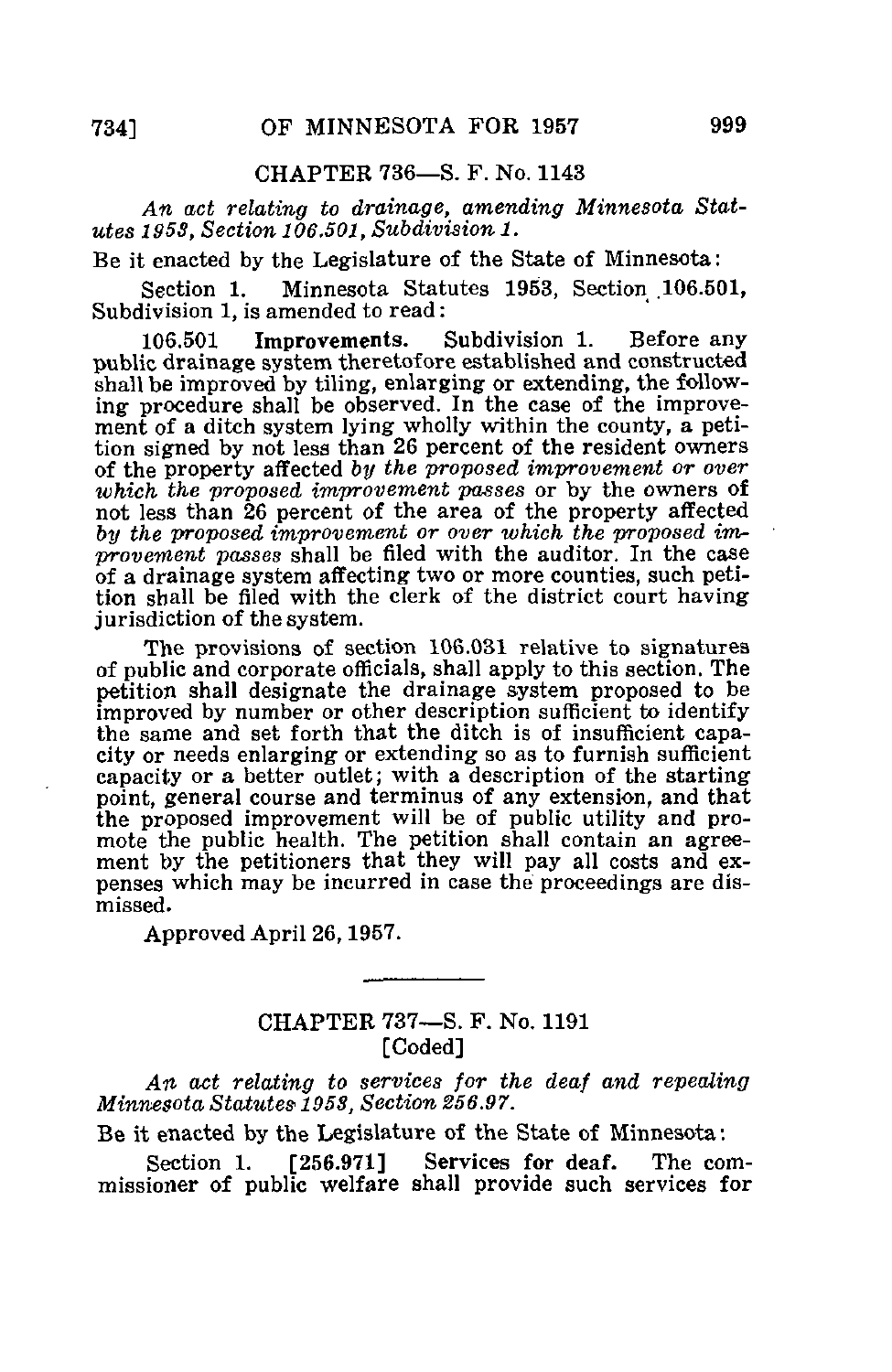## CHAPTER 736—S. F. No. 1143

*An act relating to drainage, amending Minnesota Statutes 1953, Section 106.501, Subdivision 1.*

Be it enacted by the Legislature of the State of Minnesota:

Section 1. Minnesota Statutes 1953, Section 106.501, Subdivision 1, is amended to read:

106.501 **Improvements.** Subdivision 1. Before any public drainage system theretofore established and constructed shall be improved by tiling, enlarging or extending, the following procedure shall be observed. In the case of the improvement of a ditch system lying wholly within the county, a petition signed by not less than 26 percent of the resident owners of the property affected *by the proposed improvement or over which the proposed improvement passes* or by the owners of not less than 26 percent of the area of the property affected *by the proposed improvement or over which the proposed improvement passes* shall be filed with the auditor. In the case of a drainage system affecting two or more counties, such petition shall be filed with the clerk of the district court having jurisdiction of the system.

The provisions of section 106.031 relative to signatures of public and corporate officials, shall apply to this section. The petition shall designate the drainage system proposed to be improved by number or other description sufficient to identify the same and set forth that the ditch is of insufficient capacity or needs enlarging or extending so as to furnish sufficient capacity or a better outlet; with a description of the starting point, general course and terminus of any extension, and that the proposed improvement will be of public utility and promote the public health. The petition shall contain an agreement by the petitioners that they will pay all costs and expenses which may be incurred in case the proceedings are dismissed.

Approved April 26, 1957.

---

## CHAPTER 737—S. F. No. 1191
[Coded]

*An act relating to services for the deaf and repealing Minnesota Statutes 1953, Section 256.97.*

Be it enacted by the Legislature of the State of Minnesota:

Section 1. [256.971] **Services for deaf.** The commissioner of public welfare shall provide such services for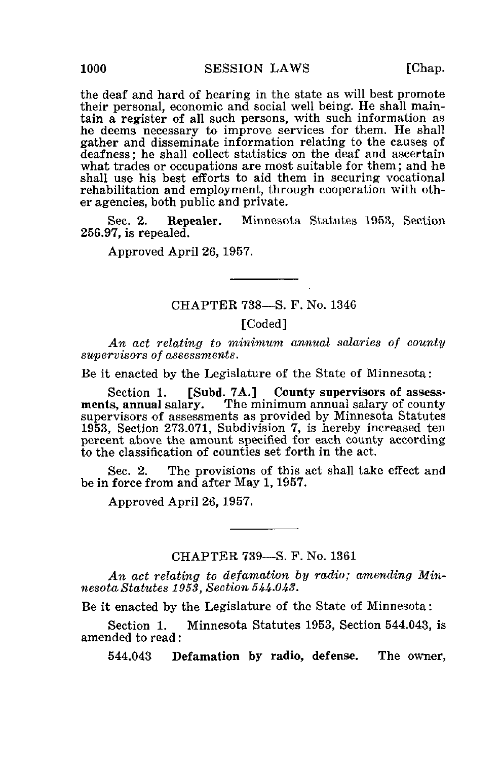the deaf and hard of hearing in the state as will best promote their personal, economic and social well being. He shall maintain a register of all such persons, with such information as he deems necessary to improve services for them. He shall gather and disseminate information relating to the causes of deafness; he shall collect statistics on the deaf and ascertain what trades or occupations are most suitable for them; and he shall use his best efforts to aid them in securing vocational rehabilitation and employment, through cooperation with other agencies, both public and private.

Sec. 2. **Repealer.** Minnesota Statutes 1953, Section 256.97, is repealed.

Approved April 26, 1957.

---

## CHAPTER 738—S. F. No. 1346

[Coded]

*An act relating to minimum annual salaries of county supervisors of assessments.*

Be it enacted by the Legislature of the State of Minnesota:

Section 1. **[Subd. 7A.] County supervisors of assessments, annual salary.** The minimum annual salary of county supervisors of assessments as provided by Minnesota Statutes 1953, Section 273.071, Subdivision 7, is hereby increased ten percent above the amount specified for each county according to the classification of counties set forth in the act.

Sec. 2. The provisions of this act shall take effect and be in force from and after May 1, 1957.

Approved April 26, 1957.

---

## CHAPTER 739—S. F. No. 1361

*An act relating to defamation by radio; amending Minnesota Statutes 1953, Section 544.043.*

Be it enacted by the Legislature of the State of Minnesota:

Section 1. Minnesota Statutes 1953, Section 544.043, is amended to read:

544.043 **Defamation by radio, defense.** The owner,